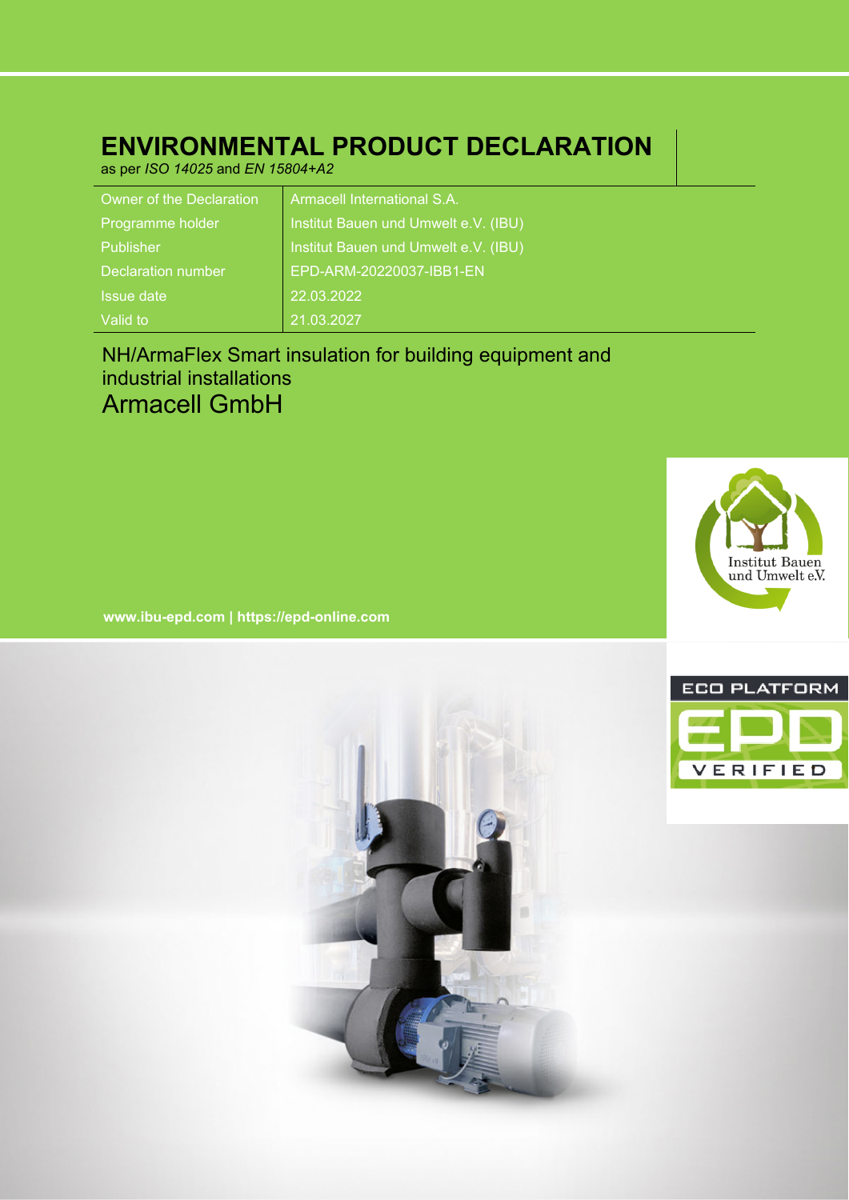# ENVIRONMENTAL PRODUCT DECLARATION

as per *ISO 14025* and *EN 15804+A2*

| | |
|---|---|
| Owner of the Declaration | Armacell International S.A. |
| Programme holder | Institut Bauen und Umwelt e.V. (IBU) |
| Publisher | Institut Bauen und Umwelt e.V. (IBU) |
| Declaration number | EPD-ARM-20220037-IBB1-EN |
| Issue date | 22.03.2022 |
| Valid to | 21.03.2027 |

NH/ArmaFlex Smart insulation for building equipment and industrial installations

## Armacell GmbH

**www.ibu-epd.com | https://epd-online.com**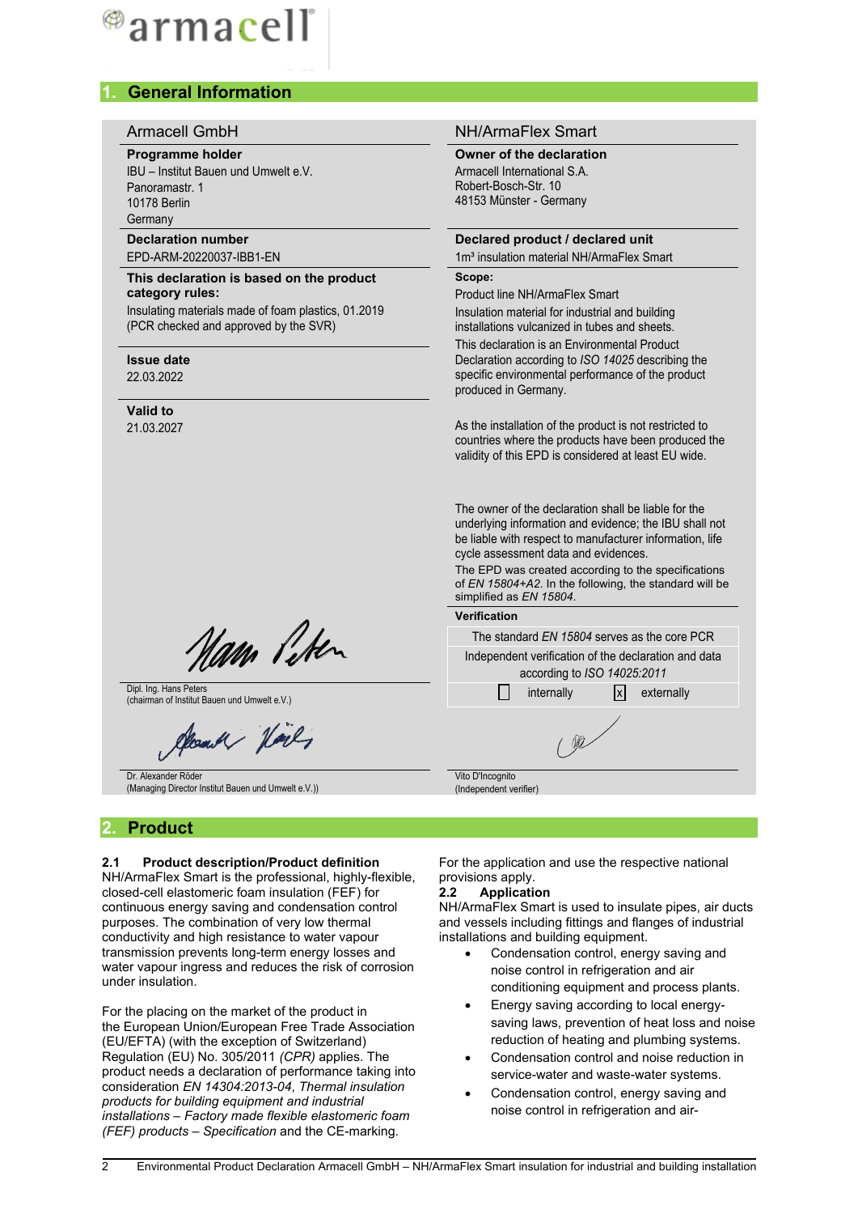## 1. General Information

**Armacell GmbH**

**Programme holder**
IBU – Institut Bauen und Umwelt e.V.
Panoramastr. 1
10178 Berlin
Germany

**Declaration number**
EPD-ARM-20220037-IBB1-EN

**This declaration is based on the product category rules:**
Insulating materials made of foam plastics, 01.2019
(PCR checked and approved by the SVR)

**Issue date**
22.03.2022

**Valid to**
21.03.2027

Dipl. Ing. Hans Peters
(chairman of Institut Bauen und Umwelt e.V.)

Dr. Alexander Röder
(Managing Director Institut Bauen und Umwelt e.V.))

**NH/ArmaFlex Smart**

**Owner of the declaration**
Armacell International S.A.
Robert-Bosch-Str. 10
48153 Münster - Germany

**Declared product / declared unit**
1m³ insulation material NH/ArmaFlex Smart

**Scope:**
Product line NH/ArmaFlex Smart

Insulation material for industrial and building installations vulcanized in tubes and sheets.

This declaration is an Environmental Product Declaration according to *ISO 14025* describing the specific environmental performance of the product produced in Germany.

As the installation of the product is not restricted to countries where the products have been produced the validity of this EPD is considered at least EU wide.

The owner of the declaration shall be liable for the underlying information and evidence; the IBU shall not be liable with respect to manufacturer information, life cycle assessment data and evidences.

The EPD was created according to the specifications of *EN 15804+A2*. In the following, the standard will be simplified as *EN 15804*.

**Verification**

The standard *EN 15804* serves as the core PCR

Independent verification of the declaration and data according to *ISO 14025:2011*

☐ internally ☒ externally

Vito D'Incognito
(Independent verifier)

## 2. Product

### 2.1 Product description/Product definition

NH/ArmaFlex Smart is the professional, highly-flexible, closed-cell elastomeric foam insulation (FEF) for continuous energy saving and condensation control purposes. The combination of very low thermal conductivity and high resistance to water vapour transmission prevents long-term energy losses and water vapour ingress and reduces the risk of corrosion under insulation.

For the placing on the market of the product in the European Union/European Free Trade Association (EU/EFTA) (with the exception of Switzerland) Regulation (EU) No. 305/2011 *(CPR)* applies. The product needs a declaration of performance taking into consideration *EN 14304:2013-04*, *Thermal insulation products for building equipment and industrial installations – Factory made flexible elastomeric foam (FEF) products – Specification* and the CE-marking.

For the application and use the respective national provisions apply.

### 2.2 Application

NH/ArmaFlex Smart is used to insulate pipes, air ducts and vessels including fittings and flanges of industrial installations and building equipment.

- Condensation control, energy saving and noise control in refrigeration and air conditioning equipment and process plants.
- Energy saving according to local energy-saving laws, prevention of heat loss and noise reduction of heating and plumbing systems.
- Condensation control and noise reduction in service-water and waste-water systems.
- Condensation control, energy saving and noise control in refrigeration and air-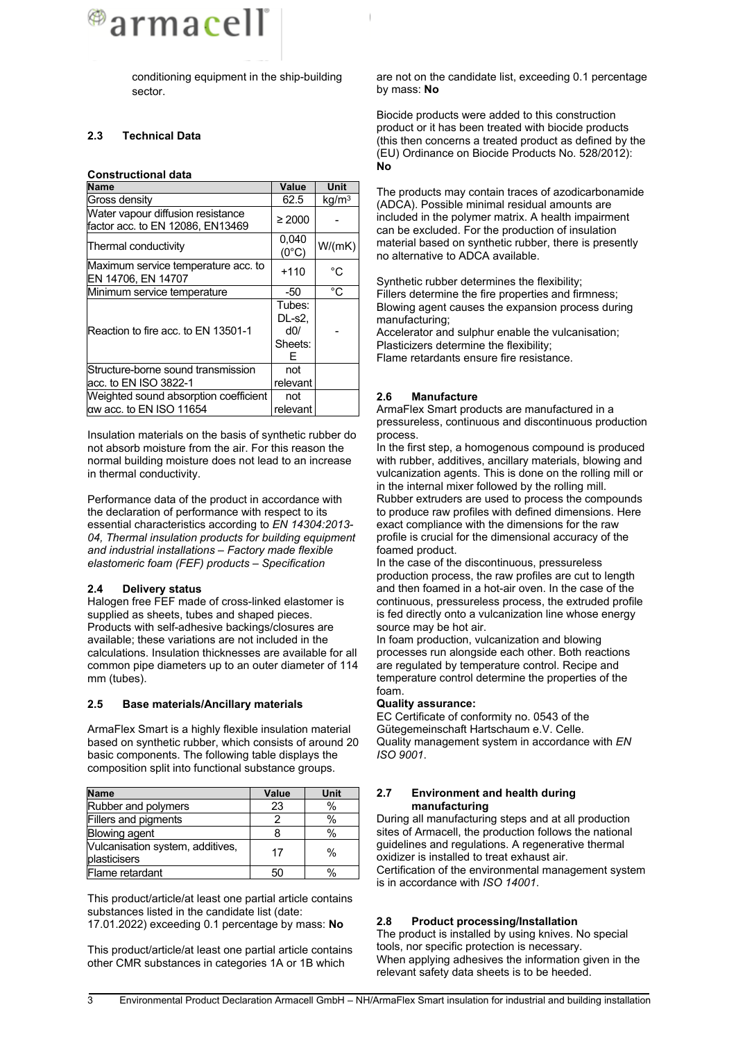conditioning equipment in the ship-building sector.

### 2.3 Technical Data

**Constructional data**

| Name | Value | Unit |
|---|---|---|
| Gross density | 62.5 | $kg/m^3$ |
| Water vapour diffusion resistance factor acc. to EN 12086, EN13469 | ≥ 2000 | - |
| Thermal conductivity | 0,040 (0°C) | W/(mK) |
| Maximum service temperature acc. to EN 14706, EN 14707 | +110 | °C |
| Minimum service temperature | -50 | °C |
| Reaction to fire acc. to EN 13501-1 | Tubes: DL-s2, d0/ Sheets: E | - |
| Structure-borne sound transmission acc. to EN ISO 3822-1 | not relevant | |
| Weighted sound absorption coefficient αw acc. to EN ISO 11654 | not relevant | |

Insulation materials on the basis of synthetic rubber do not absorb moisture from the air. For this reason the normal building moisture does not lead to an increase in thermal conductivity.

Performance data of the product in accordance with the declaration of performance with respect to its essential characteristics according to *EN 14304:2013-04, Thermal insulation products for building equipment and industrial installations – Factory made flexible elastomeric foam (FEF) products – Specification*

### 2.4 Delivery status

Halogen free FEF made of cross-linked elastomer is supplied as sheets, tubes and shaped pieces. Products with self-adhesive backings/closures are available; these variations are not included in the calculations. Insulation thicknesses are available for all common pipe diameters up to an outer diameter of 114 mm (tubes).

### 2.5 Base materials/Ancillary materials

ArmaFlex Smart is a highly flexible insulation material based on synthetic rubber, which consists of around 20 basic components. The following table displays the composition split into functional substance groups.

| Name | Value | Unit |
|---|---|---|
| Rubber and polymers | 23 | % |
| Fillers and pigments | 2 | % |
| Blowing agent | 8 | % |
| Vulcanisation system, additives, plasticisers | 17 | % |
| Flame retardant | 50 | % |

This product/article/at least one partial article contains substances listed in the candidate list (date: 17.01.2022) exceeding 0.1 percentage by mass: **No**

This product/article/at least one partial article contains other CMR substances in categories 1A or 1B which are not on the candidate list, exceeding 0.1 percentage by mass: **No**

Biocide products were added to this construction product or it has been treated with biocide products (this then concerns a treated product as defined by the (EU) Ordinance on Biocide Products No. 528/2012): **No**

The products may contain traces of azodicarbonamide (ADCA). Possible minimal residual amounts are included in the polymer matrix. A health impairment can be excluded. For the production of insulation material based on synthetic rubber, there is presently no alternative to ADCA available.

Synthetic rubber determines the flexibility;
Fillers determine the fire properties and firmness;
Blowing agent causes the expansion process during manufacturing;
Accelerator and sulphur enable the vulcanisation;
Plasticizers determine the flexibility;
Flame retardants ensure fire resistance.

### 2.6 Manufacture

ArmaFlex Smart products are manufactured in a pressureless, continuous and discontinuous production process.
In the first step, a homogenous compound is produced with rubber, additives, ancillary materials, blowing and vulcanization agents. This is done on the rolling mill or in the internal mixer followed by the rolling mill.
Rubber extruders are used to process the compounds to produce raw profiles with defined dimensions. Here exact compliance with the dimensions for the raw profile is crucial for the dimensional accuracy of the foamed product.
In the case of the discontinuous, pressureless production process, the raw profiles are cut to length and then foamed in a hot-air oven. In the case of the continuous, pressureless process, the extruded profile is fed directly onto a vulcanization line whose energy source may be hot air.
In foam production, vulcanization and blowing processes run alongside each other. Both reactions are regulated by temperature control. Recipe and temperature control determine the properties of the foam.

**Quality assurance:**
EC Certificate of conformity no. 0543 of the Gütegemeinschaft Hartschaum e.V. Celle.
Quality management system in accordance with *EN ISO 9001*.

### 2.7 Environment and health during manufacturing

During all manufacturing steps and at all production sites of Armacell, the production follows the national guidelines and regulations. A regenerative thermal oxidizer is installed to treat exhaust air.
Certification of the environmental management system is in accordance with *ISO 14001*.

### 2.8 Product processing/Installation

The product is installed by using knives. No special tools, nor specific protection is necessary.
When applying adhesives the information given in the relevant safety data sheets is to be heeded.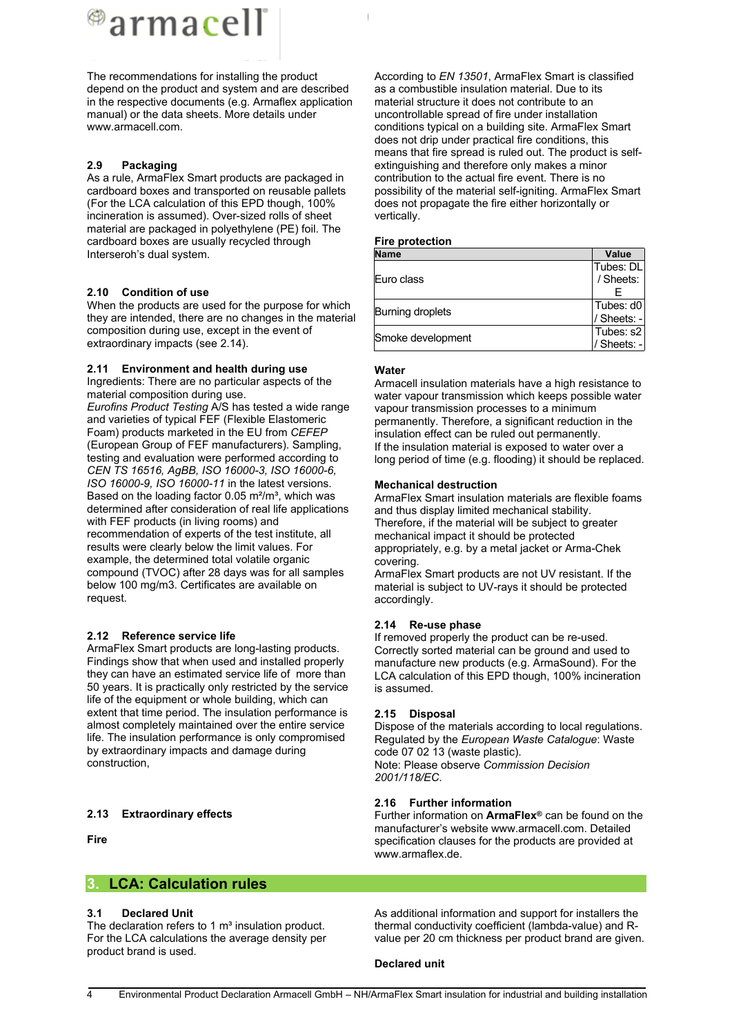The recommendations for installing the product depend on the product and system and are described in the respective documents (e.g. Armaflex application manual) or the data sheets. More details under www.armacell.com.

### 2.9 Packaging

As a rule, ArmaFlex Smart products are packaged in cardboard boxes and transported on reusable pallets (For the LCA calculation of this EPD though, 100% incineration is assumed). Over-sized rolls of sheet material are packaged in polyethylene (PE) foil. The cardboard boxes are usually recycled through Interseroh's dual system.

### 2.10 Condition of use

When the products are used for the purpose for which they are intended, there are no changes in the material composition during use, except in the event of extraordinary impacts (see 2.14).

### 2.11 Environment and health during use

Ingredients: There are no particular aspects of the material composition during use.
*Eurofins Product Testing* A/S has tested a wide range and varieties of typical FEF (Flexible Elastomeric Foam) products marketed in the EU from *CEFEP* (European Group of FEF manufacturers). Sampling, testing and evaluation were performed according to *CEN TS 16516, AgBB, ISO 16000-3, ISO 16000-6, ISO 16000-9, ISO 16000-11* in the latest versions.
Based on the loading factor 0.05 m²/m³, which was determined after consideration of real life applications with FEF products (in living rooms) and recommendation of experts of the test institute, all results were clearly below the limit values. For example, the determined total volatile organic compound (TVOC) after 28 days was for all samples below 100 mg/m3. Certificates are available on request.

### 2.12 Reference service life

ArmaFlex Smart products are long-lasting products. Findings show that when used and installed properly they can have an estimated service life of more than 50 years. It is practically only restricted by the service life of the equipment or whole building, which can extent that time period. The insulation performance is almost completely maintained over the entire service life. The insulation performance is only compromised by extraordinary impacts and damage during construction,

### 2.13 Extraordinary effects

**Fire**

According to *EN 13501*, ArmaFlex Smart is classified as a combustible insulation material. Due to its material structure it does not contribute to an uncontrollable spread of fire under installation conditions typical on a building site. ArmaFlex Smart does not drip under practical fire conditions, this means that fire spread is ruled out. The product is self-extinguishing and therefore only makes a minor contribution to the actual fire event. There is no possibility of the material self-igniting. ArmaFlex Smart does not propagate the fire either horizontally or vertically.

**Fire protection**

| Name | Value |
|---|---|
| Euro class | Tubes: DL / Sheets: E |
| Burning droplets | Tubes: d0 / Sheets: - |
| Smoke development | Tubes: s2 / Sheets: - |

**Water**

Armacell insulation materials have a high resistance to water vapour transmission which keeps possible water vapour transmission processes to a minimum permanently. Therefore, a significant reduction in the insulation effect can be ruled out permanently.
If the insulation material is exposed to water over a long period of time (e.g. flooding) it should be replaced.

**Mechanical destruction**

ArmaFlex Smart insulation materials are flexible foams and thus display limited mechanical stability. Therefore, if the material will be subject to greater mechanical impact it should be protected appropriately, e.g. by a metal jacket or Arma-Chek covering.
ArmaFlex Smart products are not UV resistant. If the material is subject to UV-rays it should be protected accordingly.

### 2.14 Re-use phase

If removed properly the product can be re-used. Correctly sorted material can be ground and used to manufacture new products (e.g. ArmaSound). For the LCA calculation of this EPD though, 100% incineration is assumed.

### 2.15 Disposal

Dispose of the materials according to local regulations. Regulated by the *European Waste Catalogue*: Waste code 07 02 13 (waste plastic).
Note: Please observe *Commission Decision 2001/118/EC*.

### 2.16 Further information

Further information on **ArmaFlex®** can be found on the manufacturer's website www.armacell.com. Detailed specification clauses for the products are provided at www.armaflex.de.

## 3. LCA: Calculation rules

### 3.1 Declared Unit

The declaration refers to 1 m³ insulation product. For the LCA calculations the average density per product brand is used.

As additional information and support for installers the thermal conductivity coefficient (lambda-value) and R-value per 20 cm thickness per product brand are given.

**Declared unit**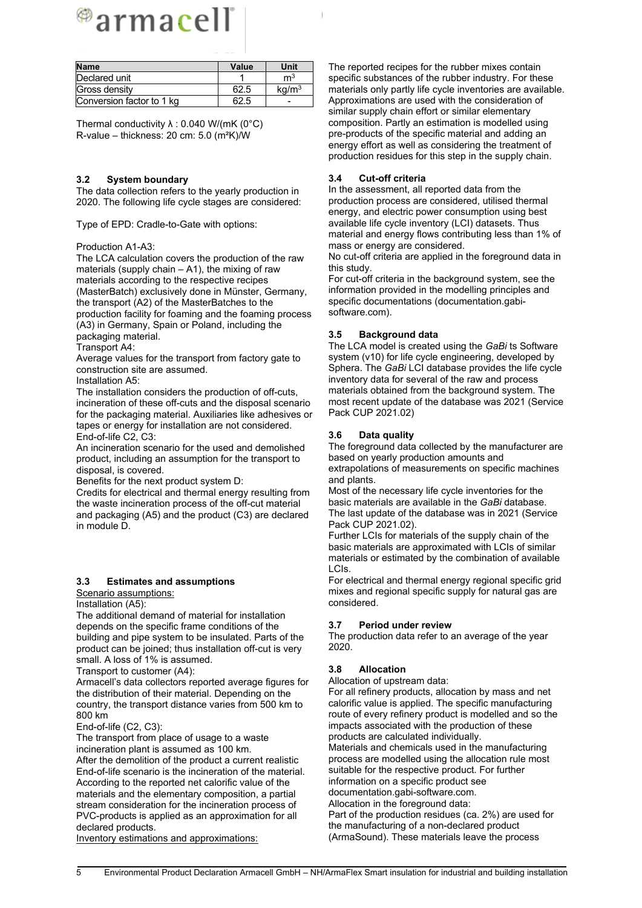| Name | Value | Unit |
|---|---|---|
| Declared unit | 1 | $m^3$ |
| Gross density | 62.5 | $kg/m^3$ |
| Conversion factor to 1 kg | 62.5 | - |

Thermal conductivity λ : 0.040 W/(mK (0°C)
R-value – thickness: 20 cm: 5.0 ($m^2$K)/W

### 3.2 System boundary

The data collection refers to the yearly production in 2020. The following life cycle stages are considered:

Type of EPD: Cradle-to-Gate with options:

Production A1-A3:
The LCA calculation covers the production of the raw materials (supply chain – A1), the mixing of raw materials according to the respective recipes (MasterBatch) exclusively done in Münster, Germany, the transport (A2) of the MasterBatches to the production facility for foaming and the foaming process (A3) in Germany, Spain or Poland, including the packaging material.
Transport A4:
Average values for the transport from factory gate to construction site are assumed.
Installation A5:
The installation considers the production of off-cuts, incineration of these off-cuts and the disposal scenario for the packaging material. Auxiliaries like adhesives or tapes or energy for installation are not considered.
End-of-life C2, C3:
An incineration scenario for the used and demolished product, including an assumption for the transport to disposal, is covered.
Benefits for the next product system D:
Credits for electrical and thermal energy resulting from the waste incineration process of the off-cut material and packaging (A5) and the product (C3) are declared in module D.

### 3.3 Estimates and assumptions

Scenario assumptions:
Installation (A5):
The additional demand of material for installation depends on the specific frame conditions of the building and pipe system to be insulated. Parts of the product can be joined; thus installation off-cut is very small. A loss of 1% is assumed.
Transport to customer (A4):
Armacell's data collectors reported average figures for the distribution of their material. Depending on the country, the transport distance varies from 500 km to 800 km
End-of-life (C2, C3):
The transport from place of usage to a waste incineration plant is assumed as 100 km.
After the demolition of the product a current realistic End-of-life scenario is the incineration of the material. According to the reported net calorific value of the materials and the elementary composition, a partial stream consideration for the incineration process of PVC-products is applied as an approximation for all declared products.
Inventory estimations and approximations:
The reported recipes for the rubber mixes contain specific substances of the rubber industry. For these materials only partly life cycle inventories are available. Approximations are used with the consideration of similar supply chain effort or similar elementary composition. Partly an estimation is modelled using pre-products of the specific material and adding an energy effort as well as considering the treatment of production residues for this step in the supply chain.

### 3.4 Cut-off criteria

In the assessment, all reported data from the production process are considered, utilised thermal energy, and electric power consumption using best available life cycle inventory (LCI) datasets. Thus material and energy flows contributing less than 1% of mass or energy are considered.
No cut-off criteria are applied in the foreground data in this study.
For cut-off criteria in the background system, see the information provided in the modelling principles and specific documentations (documentation.gabi-software.com).

### 3.5 Background data

The LCA model is created using the *GaBi* ts Software system (v10) for life cycle engineering, developed by Sphera. The *GaBi* LCI database provides the life cycle inventory data for several of the raw and process materials obtained from the background system. The most recent update of the database was 2021 (Service Pack CUP 2021.02)

### 3.6 Data quality

The foreground data collected by the manufacturer are based on yearly production amounts and extrapolations of measurements on specific machines and plants.
Most of the necessary life cycle inventories for the basic materials are available in the *GaBi* database. The last update of the database was in 2021 (Service Pack CUP 2021.02).
Further LCIs for materials of the supply chain of the basic materials are approximated with LCIs of similar materials or estimated by the combination of available LCIs.
For electrical and thermal energy regional specific grid mixes and regional specific supply for natural gas are considered.

### 3.7 Period under review

The production data refer to an average of the year 2020.

### 3.8 Allocation

Allocation of upstream data:
For all refinery products, allocation by mass and net calorific value is applied. The specific manufacturing route of every refinery product is modelled and so the impacts associated with the production of these products are calculated individually.
Materials and chemicals used in the manufacturing process are modelled using the allocation rule most suitable for the respective product. For further information on a specific product see documentation.gabi-software.com.
Allocation in the foreground data:
Part of the production residues (ca. 2%) are used for the manufacturing of a non-declared product (ArmaSound). These materials leave the process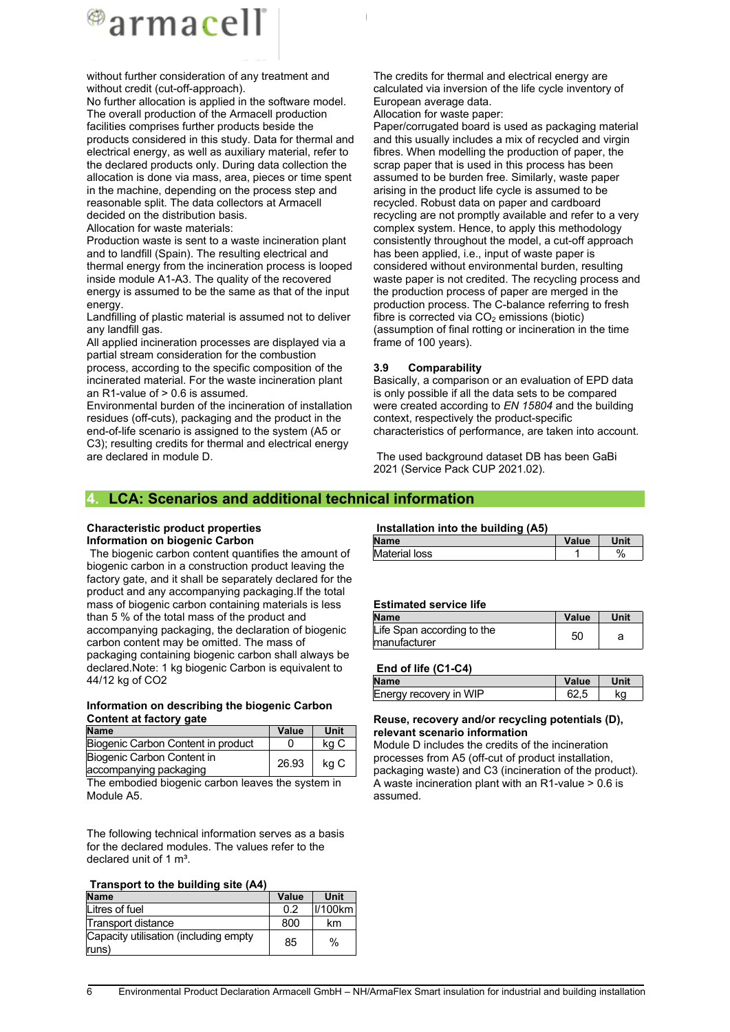without further consideration of any treatment and without credit (cut-off-approach).
No further allocation is applied in the software model. The overall production of the Armacell production facilities comprises further products beside the products considered in this study. Data for thermal and electrical energy, as well as auxiliary material, refer to the declared products only. During data collection the allocation is done via mass, area, pieces or time spent in the machine, depending on the process step and reasonable split. The data collectors at Armacell decided on the distribution basis.
Allocation for waste materials:
Production waste is sent to a waste incineration plant and to landfill (Spain). The resulting electrical and thermal energy from the incineration process is looped inside module A1-A3. The quality of the recovered energy is assumed to be the same as that of the input energy.
Landfilling of plastic material is assumed not to deliver any landfill gas.
All applied incineration processes are displayed via a partial stream consideration for the combustion process, according to the specific composition of the incinerated material. For the waste incineration plant an R1-value of > 0.6 is assumed.
Environmental burden of the incineration of installation residues (off-cuts), packaging and the product in the end-of-life scenario is assigned to the system (A5 or C3); resulting credits for thermal and electrical energy are declared in module D.
The credits for thermal and electrical energy are calculated via inversion of the life cycle inventory of European average data.
Allocation for waste paper:
Paper/corrugated board is used as packaging material and this usually includes a mix of recycled and virgin fibres. When modelling the production of paper, the scrap paper that is used in this process has been assumed to be burden free. Similarly, waste paper arising in the product life cycle is assumed to be recycled. Robust data on paper and cardboard recycling are not promptly available and refer to a very complex system. Hence, to apply this methodology consistently throughout the model, a cut-off approach has been applied, i.e., input of waste paper is considered without environmental burden, resulting waste paper is not credited. The recycling process and the production process of paper are merged in the production process. The C-balance referring to fresh fibre is corrected via $CO_2$ emissions (biotic) (assumption of final rotting or incineration in the time frame of 100 years).

### 3.9 Comparability

Basically, a comparison or an evaluation of EPD data is only possible if all the data sets to be compared were created according to *EN 15804* and the building context, respectively the product-specific characteristics of performance, are taken into account.

The used background dataset DB has been GaBi 2021 (Service Pack CUP 2021.02).

## 4. LCA: Scenarios and additional technical information

**Characteristic product properties**
**Information on biogenic Carbon**

The biogenic carbon content quantifies the amount of biogenic carbon in a construction product leaving the factory gate, and it shall be separately declared for the product and any accompanying packaging.If the total mass of biogenic carbon containing materials is less than 5 % of the total mass of the product and accompanying packaging, the declaration of biogenic carbon content may be omitted. The mass of packaging containing biogenic carbon shall always be declared.Note: 1 kg biogenic Carbon is equivalent to 44/12 kg of CO2

**Information on describing the biogenic Carbon Content at factory gate**

| Name | Value | Unit |
|---|---|---|
| Biogenic Carbon Content in product | 0 | kg C |
| Biogenic Carbon Content in accompanying packaging | 26.93 | kg C |

The embodied biogenic carbon leaves the system in Module A5.

The following technical information serves as a basis for the declared modules. The values refer to the declared unit of 1 m³.

**Transport to the building site (A4)**

| Name | Value | Unit |
|---|---|---|
| Litres of fuel | 0.2 | l/100km |
| Transport distance | 800 | km |
| Capacity utilisation (including empty runs) | 85 | % |

**Installation into the building (A5)**

| Name | Value | Unit |
|---|---|---|
| Material loss | 1 | % |

**Estimated service life**

| Name | Value | Unit |
|---|---|---|
| Life Span according to the manufacturer | 50 | a |

**End of life (C1-C4)**

| Name | Value | Unit |
|---|---|---|
| Energy recovery in WIP | 62,5 | kg |

**Reuse, recovery and/or recycling potentials (D), relevant scenario information**

Module D includes the credits of the incineration processes from A5 (off-cut of product installation, packaging waste) and C3 (incineration of the product). A waste incineration plant with an R1-value > 0.6 is assumed.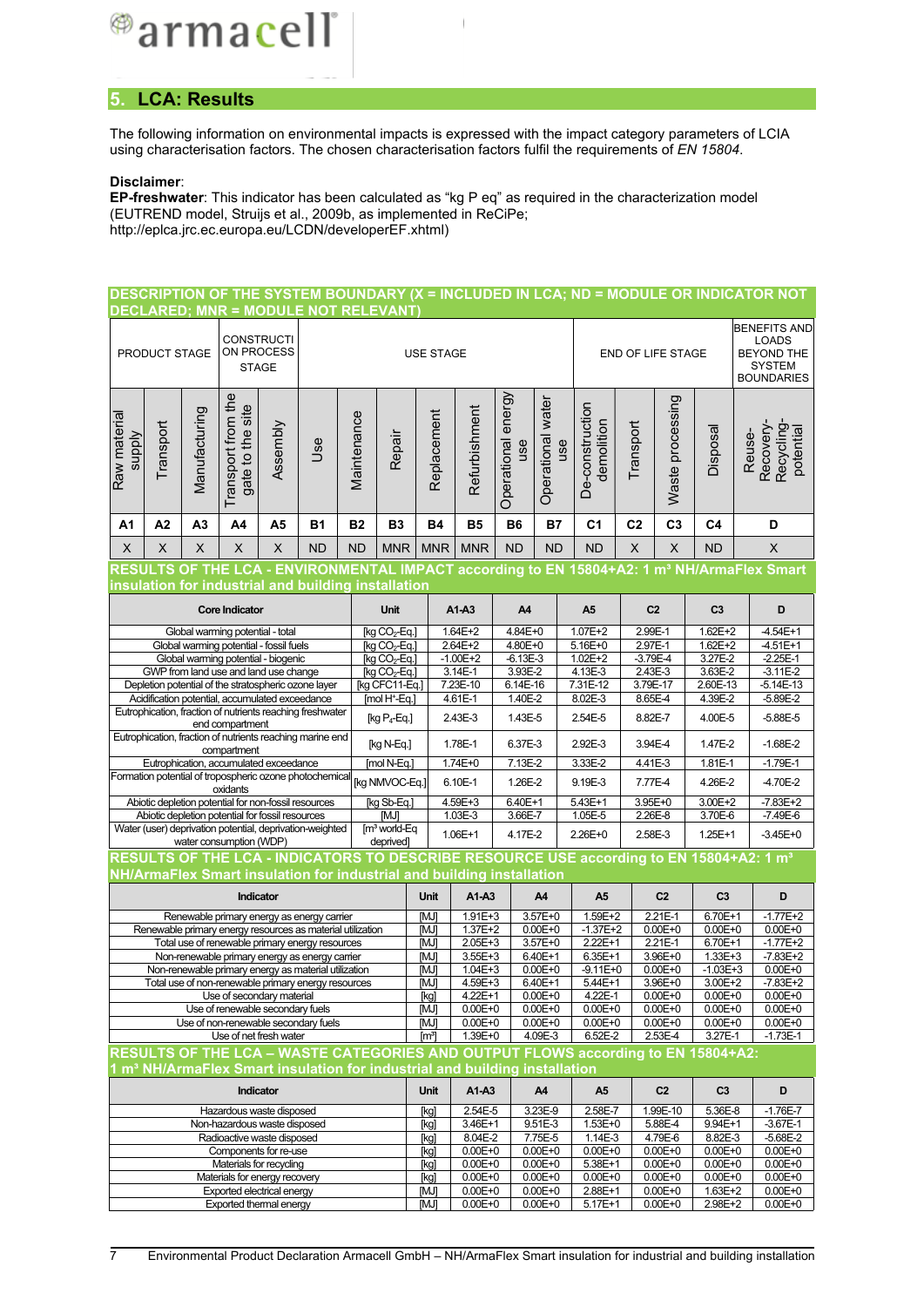## 5. LCA: Results

The following information on environmental impacts is expressed with the impact category parameters of LCIA using characterisation factors. The chosen characterisation factors fulfil the requirements of *EN 15804*.

**Disclaimer**:
**EP-freshwater**: This indicator has been calculated as "kg P eq" as required in the characterization model (EUTREND model, Struijs et al., 2009b, as implemented in ReCiPe; http://eplca.jrc.ec.europa.eu/LCDN/developerEF.xhtml)

**DESCRIPTION OF THE SYSTEM BOUNDARY (X = INCLUDED IN LCA; ND = MODULE OR INDICATOR NOT DECLARED; MNR = MODULE NOT RELEVANT)**

| PRODUCT STAGE | | | CONSTRUCTION PROCESS STAGE | | USE STAGE | | | | | | | END OF LIFE STAGE | | | | BENEFITS AND LOADS BEYOND THE SYSTEM BOUNDARIES |
|---|---|---|---|---|---|---|---|---|---|---|---|---|---|---|---|---|
| Raw material supply | Transport | Manufacturing | Transport from the gate to the site | Assembly | Use | Maintenance | Repair | Replacement | Refurbishment | Operational energy use | Operational water use | De-construction demolition | Transport | Waste processing | Disposal | Reuse-Recovery-Recycling-potential |
| A1 | A2 | A3 | A4 | A5 | B1 | B2 | B3 | B4 | B5 | B6 | B7 | C1 | C2 | C3 | C4 | D |
| X | X | X | X | X | ND | ND | MNR | MNR | MNR | ND | ND | ND | X | X | ND | X |

**RESULTS OF THE LCA - ENVIRONMENTAL IMPACT according to EN 15804+A2: 1 m³ NH/ArmaFlex Smart insulation for industrial and building installation**

| Core Indicator | Unit | A1-A3 | A4 | A5 | C2 | C3 | D |
|---|---|---|---|---|---|---|---|
| Global warming potential - total | [kg $CO_2$-Eq.] | 1.64E+2 | 4.84E+0 | 1.07E+2 | 2.99E-1 | 1.62E+2 | -4.54E+1 |
| Global warming potential - fossil fuels | [kg $CO_2$-Eq.] | 2.64E+2 | 4.80E+0 | 5.16E+0 | 2.97E-1 | 1.62E+2 | -4.51E+1 |
| Global warming potential - biogenic | [kg $CO_2$-Eq.] | -1.00E+2 | -6.13E-3 | 1.02E+2 | -3.79E-4 | 3.27E-2 | -2.25E-1 |
| GWP from land use and land use change | [kg $CO_2$-Eq.] | 3.14E-1 | 3.93E-2 | 4.13E-3 | 2.43E-3 | 3.63E-2 | -3.11E-2 |
| Depletion potential of the stratospheric ozone layer | [kg CFC11-Eq.] | 7.23E-10 | 6.14E-16 | 7.31E-12 | 3.79E-17 | 2.60E-13 | -5.14E-13 |
| Acidification potential, accumulated exceedance | [mol $H^+$-Eq.] | 4.61E-1 | 1.40E-2 | 8.02E-3 | 8.65E-4 | 4.39E-2 | -5.89E-2 |
| Eutrophication, fraction of nutrients reaching freshwater end compartment | [kg $P_4$-Eq.] | 2.43E-3 | 1.43E-5 | 2.54E-5 | 8.82E-7 | 4.00E-5 | -5.88E-5 |
| Eutrophication, fraction of nutrients reaching marine end compartment | [kg N-Eq.] | 1.78E-1 | 6.37E-3 | 2.92E-3 | 3.94E-4 | 1.47E-2 | -1.68E-2 |
| Eutrophication, accumulated exceedance | [mol N-Eq.] | 1.74E+0 | 7.13E-2 | 3.33E-2 | 4.41E-3 | 1.81E-1 | -1.79E-1 |
| Formation potential of tropospheric ozone photochemical oxidants | [kg NMVOC-Eq.] | 6.10E-1 | 1.26E-2 | 9.19E-3 | 7.77E-4 | 4.26E-2 | -4.70E-2 |
| Abiotic depletion potential for non-fossil resources | [kg Sb-Eq.] | 4.59E+3 | 6.40E+1 | 5.43E+1 | 3.95E+0 | 3.00E+2 | -7.83E+2 |
| Abiotic depletion potential for fossil resources | [MJ] | 1.03E-3 | 3.66E-7 | 1.05E-5 | 2.26E-8 | 3.70E-6 | -7.49E-6 |
| Water (user) deprivation potential, deprivation-weighted water consumption (WDP) | [m³ world-Eq deprived] | 1.06E+1 | 4.17E-2 | 2.26E+0 | 2.58E-3 | 1.25E+1 | -3.45E+0 |

**RESULTS OF THE LCA - INDICATORS TO DESCRIBE RESOURCE USE according to EN 15804+A2: 1 m³ NH/ArmaFlex Smart insulation for industrial and building installation**

| Indicator | Unit | A1-A3 | A4 | A5 | C2 | C3 | D |
|---|---|---|---|---|---|---|---|
| Renewable primary energy as energy carrier | [MJ] | 1.91E+3 | 3.57E+0 | 1.59E+2 | 2.21E-1 | 6.70E+1 | -1.77E+2 |
| Renewable primary energy resources as material utilization | [MJ] | 1.37E+2 | 0.00E+0 | -1.37E+2 | 0.00E+0 | 0.00E+0 | 0.00E+0 |
| Total use of renewable primary energy resources | [MJ] | 2.05E+3 | 3.57E+0 | 2.22E+1 | 2.21E-1 | 6.70E+1 | -1.77E+2 |
| Non-renewable primary energy as energy carrier | [MJ] | 3.55E+3 | 6.40E+1 | 6.35E+1 | 3.96E+0 | 1.33E+3 | -7.83E+2 |
| Non-renewable primary energy as material utilization | [MJ] | 1.04E+3 | 0.00E+0 | -9.11E+0 | 0.00E+0 | -1.03E+3 | 0.00E+0 |
| Total use of non-renewable primary energy resources | [MJ] | 4.59E+3 | 6.40E+1 | 5.44E+1 | 3.96E+0 | 3.00E+2 | -7.83E+2 |
| Use of secondary material | [kg] | 4.22E+1 | 0.00E+0 | 4.22E-1 | 0.00E+0 | 0.00E+0 | 0.00E+0 |
| Use of renewable secondary fuels | [MJ] | 0.00E+0 | 0.00E+0 | 0.00E+0 | 0.00E+0 | 0.00E+0 | 0.00E+0 |
| Use of non-renewable secondary fuels | [MJ] | 0.00E+0 | 0.00E+0 | 0.00E+0 | 0.00E+0 | 0.00E+0 | 0.00E+0 |
| Use of net fresh water | [m³] | 1.39E+0 | 4.09E-3 | 6.52E-2 | 2.53E-4 | 3.27E-1 | -1.73E-1 |

**RESULTS OF THE LCA – WASTE CATEGORIES AND OUTPUT FLOWS according to EN 15804+A2: 1 m³ NH/ArmaFlex Smart insulation for industrial and building installation**

| Indicator | Unit | A1-A3 | A4 | A5 | C2 | C3 | D |
|---|---|---|---|---|---|---|---|
| Hazardous waste disposed | [kg] | 2.54E-5 | 3.23E-9 | 2.58E-7 | 1.99E-10 | 5.36E-8 | -1.76E-7 |
| Non-hazardous waste disposed | [kg] | 3.46E+1 | 9.51E-3 | 1.53E+0 | 5.88E-4 | 9.94E+1 | -3.67E-1 |
| Radioactive waste disposed | [kg] | 8.04E-2 | 7.75E-5 | 1.14E-3 | 4.79E-6 | 8.82E-3 | -5.68E-2 |
| Components for re-use | [kg] | 0.00E+0 | 0.00E+0 | 0.00E+0 | 0.00E+0 | 0.00E+0 | 0.00E+0 |
| Materials for recycling | [kg] | 0.00E+0 | 0.00E+0 | 5.38E+1 | 0.00E+0 | 0.00E+0 | 0.00E+0 |
| Materials for energy recovery | [kg] | 0.00E+0 | 0.00E+0 | 0.00E+0 | 0.00E+0 | 0.00E+0 | 0.00E+0 |
| Exported electrical energy | [MJ] | 0.00E+0 | 0.00E+0 | 2.88E+1 | 0.00E+0 | 1.63E+2 | 0.00E+0 |
| Exported thermal energy | [MJ] | 0.00E+0 | 0.00E+0 | 5.17E+1 | 0.00E+0 | 2.98E+2 | 0.00E+0 |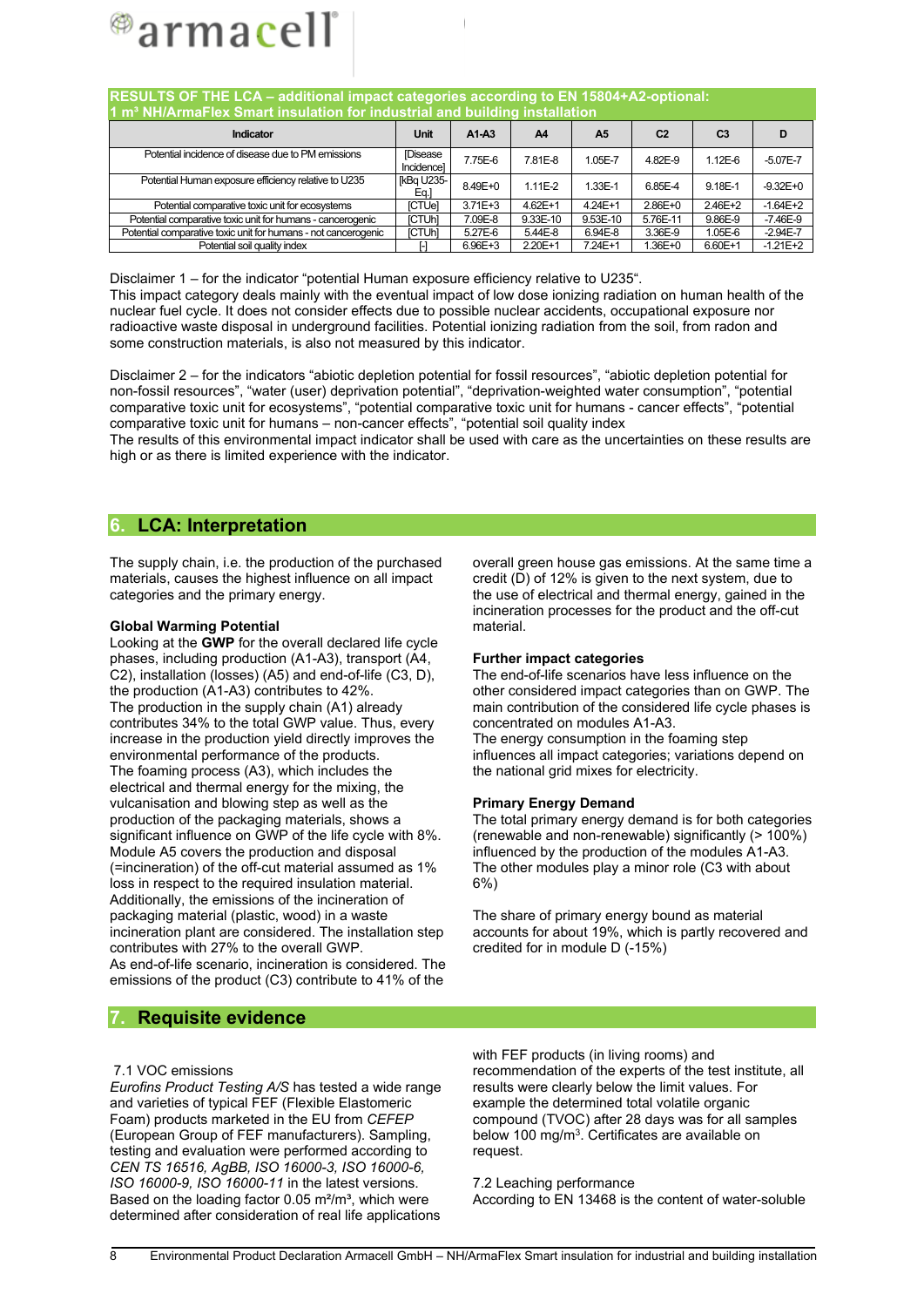## RESULTS OF THE LCA – additional impact categories according to EN 15804+A2-optional: 1 m³ NH/ArmaFlex Smart insulation for industrial and building installation

| Indicator | Unit | A1-A3 | A4 | A5 | C2 | C3 | D |
|---|---|---|---|---|---|---|---|
| Potential incidence of disease due to PM emissions | [Disease Incidence] | 7.75E-6 | 7.81E-8 | 1.05E-7 | 4.82E-9 | 1.12E-6 | -5.07E-7 |
| Potential Human exposure efficiency relative to U235 | [kBq U235-Eq.] | 8.49E+0 | 1.11E-2 | 1.33E-1 | 6.85E-4 | 9.18E-1 | -9.32E+0 |
| Potential comparative toxic unit for ecosystems | [CTUe] | 3.71E+3 | 4.62E+1 | 4.24E+1 | 2.86E+0 | 2.46E+2 | -1.64E+2 |
| Potential comparative toxic unit for humans - cancerogenic | [CTUh] | 7.09E-8 | 9.33E-10 | 9.53E-10 | 5.76E-11 | 9.86E-9 | -7.46E-9 |
| Potential comparative toxic unit for humans - not cancerogenic | [CTUh] | 5.27E-6 | 5.44E-8 | 6.94E-8 | 3.36E-9 | 1.05E-6 | -2.94E-7 |
| Potential soil quality index | [-] | 6.96E+3 | 2.20E+1 | 7.24E+1 | 1.36E+0 | 6.60E+1 | -1.21E+2 |

Disclaimer 1 – for the indicator “potential Human exposure efficiency relative to U235“.
This impact category deals mainly with the eventual impact of low dose ionizing radiation on human health of the nuclear fuel cycle. It does not consider effects due to possible nuclear accidents, occupational exposure nor radioactive waste disposal in underground facilities. Potential ionizing radiation from the soil, from radon and some construction materials, is also not measured by this indicator.

Disclaimer 2 – for the indicators “abiotic depletion potential for fossil resources”, “abiotic depletion potential for non-fossil resources”, “water (user) deprivation potential”, “deprivation-weighted water consumption”, “potential comparative toxic unit for ecosystems”, “potential comparative toxic unit for humans - cancer effects”, “potential comparative toxic unit for humans – non-cancer effects”, “potential soil quality index
The results of this environmental impact indicator shall be used with care as the uncertainties on these results are high or as there is limited experience with the indicator.

## 6. LCA: Interpretation

The supply chain, i.e. the production of the purchased materials, causes the highest influence on all impact categories and the primary energy.

**Global Warming Potential**
Looking at the **GWP** for the overall declared life cycle phases, including production (A1-A3), transport (A4, C2), installation (losses) (A5) and end-of-life (C3, D), the production (A1-A3) contributes to 42%.
The production in the supply chain (A1) already contributes 34% to the total GWP value. Thus, every increase in the production yield directly improves the environmental performance of the products.
The foaming process (A3), which includes the electrical and thermal energy for the mixing, the vulcanisation and blowing step as well as the production of the packaging materials, shows a significant influence on GWP of the life cycle with 8%.
Module A5 covers the production and disposal (=incineration) of the off-cut material assumed as 1% loss in respect to the required insulation material. Additionally, the emissions of the incineration of packaging material (plastic, wood) in a waste incineration plant are considered. The installation step contributes with 27% to the overall GWP.
As end-of-life scenario, incineration is considered. The emissions of the product (C3) contribute to 41% of the overall green house gas emissions. At the same time a credit (D) of 12% is given to the next system, due to the use of electrical and thermal energy, gained in the incineration processes for the product and the off-cut material.

**Further impact categories**
The end-of-life scenarios have less influence on the other considered impact categories than on GWP. The main contribution of the considered life cycle phases is concentrated on modules A1-A3.
The energy consumption in the foaming step influences all impact categories; variations depend on the national grid mixes for electricity.

**Primary Energy Demand**
The total primary energy demand is for both categories (renewable and non-renewable) significantly (> 100%) influenced by the production of the modules A1-A3. The other modules play a minor role (C3 with about 6%)

The share of primary energy bound as material accounts for about 19%, which is partly recovered and credited for in module D (-15%)

## 7. Requisite evidence

7.1 VOC emissions
*Eurofins Product Testing A/S* has tested a wide range and varieties of typical FEF (Flexible Elastomeric Foam) products marketed in the EU from *CEFEP* (European Group of FEF manufacturers). Sampling, testing and evaluation were performed according to *CEN TS 16516, AgBB, ISO 16000-3, ISO 16000-6, ISO 16000-9, ISO 16000-11* in the latest versions. Based on the loading factor 0.05 m²/m³, which were determined after consideration of real life applications with FEF products (in living rooms) and recommendation of the experts of the test institute, all results were clearly below the limit values. For example the determined total volatile organic compound (TVOC) after 28 days was for all samples below 100 mg/m³. Certificates are available on request.

7.2 Leaching performance
According to EN 13468 is the content of water-soluble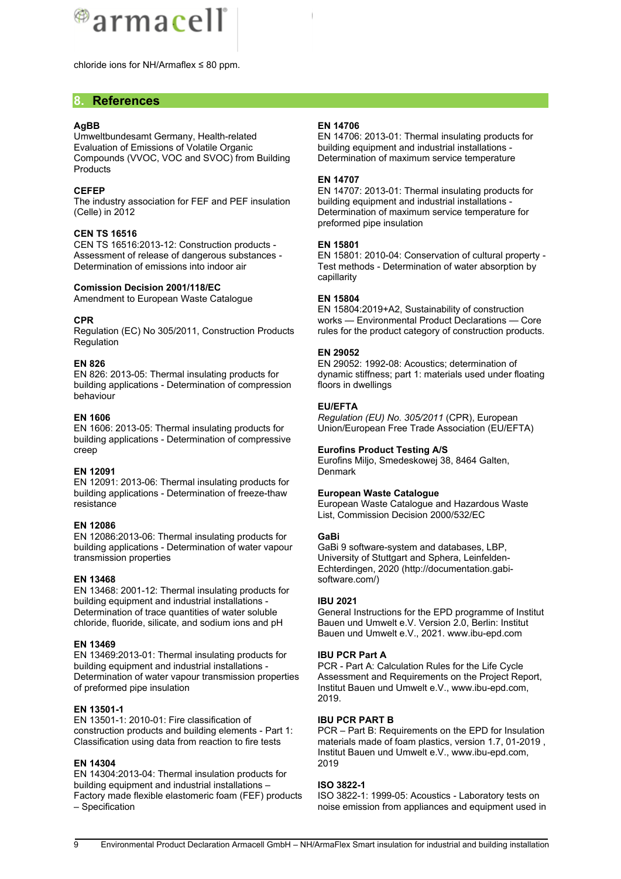chloride ions for NH/Armaflex ≤ 80 ppm.

## 8. References

**AgBB**
Umweltbundesamt Germany, Health-related Evaluation of Emissions of Volatile Organic Compounds (VVOC, VOC and SVOC) from Building Products

**CEFEP**
The industry association for FEF and PEF insulation (Celle) in 2012

**CEN TS 16516**
CEN TS 16516:2013-12: Construction products - Assessment of release of dangerous substances - Determination of emissions into indoor air

**Comission Decision 2001/118/EC**
Amendment to European Waste Catalogue

**CPR**
Regulation (EC) No 305/2011, Construction Products Regulation

**EN 826**
EN 826: 2013-05: Thermal insulating products for building applications - Determination of compression behaviour

**EN 1606**
EN 1606: 2013-05: Thermal insulating products for building applications - Determination of compressive creep

**EN 12091**
EN 12091: 2013-06: Thermal insulating products for building applications - Determination of freeze-thaw resistance

**EN 12086**
EN 12086:2013-06: Thermal insulating products for building applications - Determination of water vapour transmission properties

**EN 13468**
EN 13468: 2001-12: Thermal insulating products for building equipment and industrial installations - Determination of trace quantities of water soluble chloride, fluoride, silicate, and sodium ions and pH

**EN 13469**
EN 13469:2013-01: Thermal insulating products for building equipment and industrial installations - Determination of water vapour transmission properties of preformed pipe insulation

**EN 13501-1**
EN 13501-1: 2010-01: Fire classification of construction products and building elements - Part 1: Classification using data from reaction to fire tests

**EN 14304**
EN 14304:2013-04: Thermal insulation products for building equipment and industrial installations – Factory made flexible elastomeric foam (FEF) products – Specification

**EN 14706**
EN 14706: 2013-01: Thermal insulating products for building equipment and industrial installations - Determination of maximum service temperature

**EN 14707**
EN 14707: 2013-01: Thermal insulating products for building equipment and industrial installations - Determination of maximum service temperature for preformed pipe insulation

**EN 15801**
EN 15801: 2010-04: Conservation of cultural property - Test methods - Determination of water absorption by capillarity

**EN 15804**
EN 15804:2019+A2, Sustainability of construction works — Environmental Product Declarations — Core rules for the product category of construction products.

**EN 29052**
EN 29052: 1992-08: Acoustics; determination of dynamic stiffness; part 1: materials used under floating floors in dwellings

**EU/EFTA**
*Regulation (EU) No. 305/2011* (CPR), European Union/European Free Trade Association (EU/EFTA)

**Eurofins Product Testing A/S**
Eurofins Miljo, Smedeskowej 38, 8464 Galten, Denmark

**European Waste Catalogue**
European Waste Catalogue and Hazardous Waste List, Commission Decision 2000/532/EC

**GaBi**
GaBi 9 software-system and databases, LBP, University of Stuttgart and Sphera, Leinfelden-Echterdingen, 2020 (http://documentation.gabi-software.com/)

**IBU 2021**
General Instructions for the EPD programme of Institut Bauen und Umwelt e.V. Version 2.0, Berlin: Institut Bauen und Umwelt e.V., 2021. www.ibu-epd.com

**IBU PCR Part A**
PCR - Part A: Calculation Rules for the Life Cycle Assessment and Requirements on the Project Report, Institut Bauen und Umwelt e.V., www.ibu-epd.com, 2019.

**IBU PCR PART B**
PCR – Part B: Requirements on the EPD for Insulation materials made of foam plastics, version 1.7, 01-2019 , Institut Bauen und Umwelt e.V., www.ibu-epd.com, 2019

**ISO 3822-1**
ISO 3822-1: 1999-05: Acoustics - Laboratory tests on noise emission from appliances and equipment used in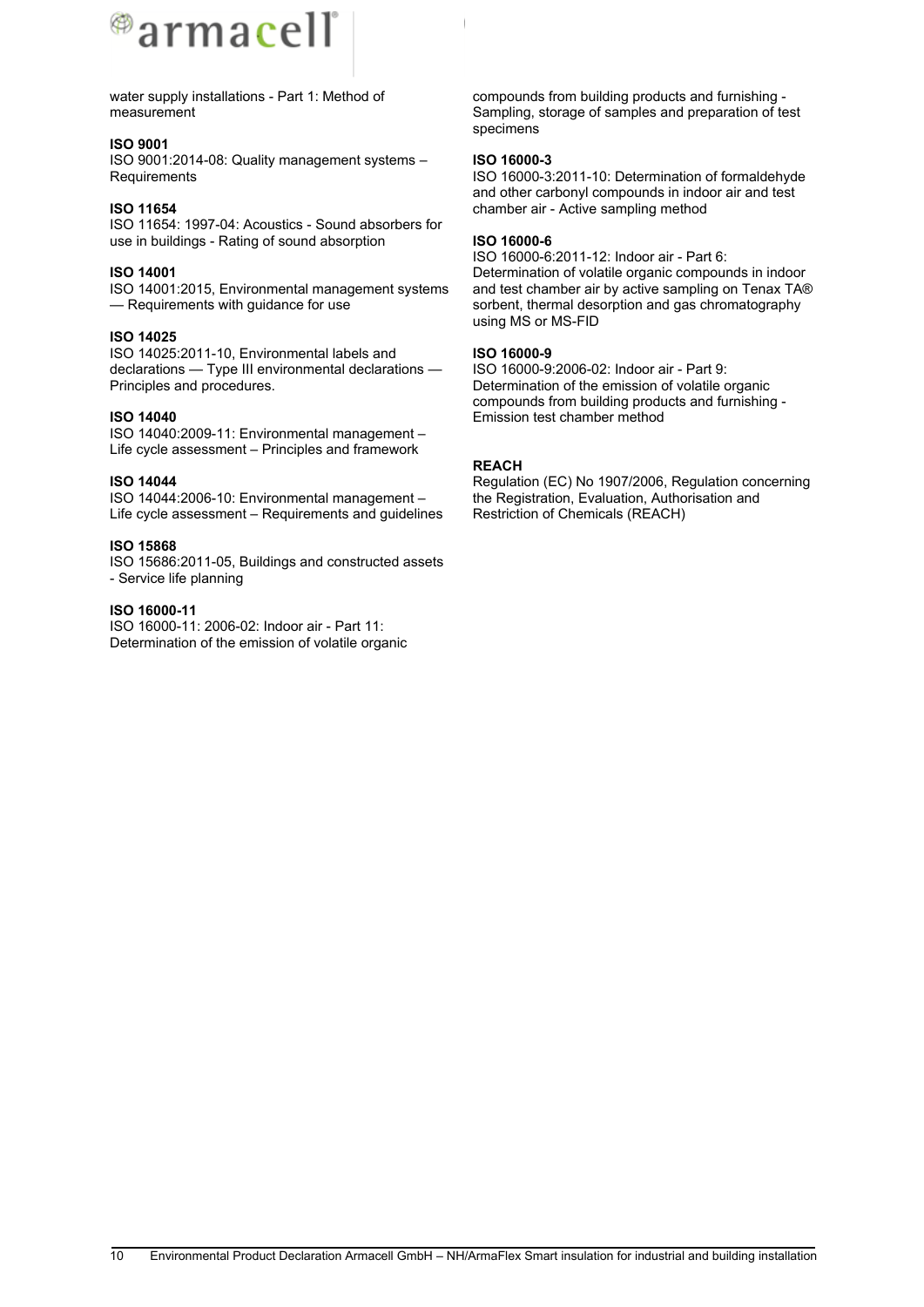water supply installations - Part 1: Method of measurement

**ISO 9001**
ISO 9001:2014-08: Quality management systems – Requirements

**ISO 11654**
ISO 11654: 1997-04: Acoustics - Sound absorbers for use in buildings - Rating of sound absorption

**ISO 14001**
ISO 14001:2015, Environmental management systems — Requirements with guidance for use

**ISO 14025**
ISO 14025:2011-10, Environmental labels and declarations — Type III environmental declarations — Principles and procedures.

**ISO 14040**
ISO 14040:2009-11: Environmental management – Life cycle assessment – Principles and framework

**ISO 14044**
ISO 14044:2006-10: Environmental management – Life cycle assessment – Requirements and guidelines

**ISO 15868**
ISO 15686:2011-05, Buildings and constructed assets - Service life planning

**ISO 16000-11**
ISO 16000-11: 2006-02: Indoor air - Part 11: Determination of the emission of volatile organic compounds from building products and furnishing - Sampling, storage of samples and preparation of test specimens

**ISO 16000-3**
ISO 16000-3:2011-10: Determination of formaldehyde and other carbonyl compounds in indoor air and test chamber air - Active sampling method

**ISO 16000-6**
ISO 16000-6:2011-12: Indoor air - Part 6: Determination of volatile organic compounds in indoor and test chamber air by active sampling on Tenax TA® sorbent, thermal desorption and gas chromatography using MS or MS-FID

**ISO 16000-9**
ISO 16000-9:2006-02: Indoor air - Part 9: Determination of the emission of volatile organic compounds from building products and furnishing - Emission test chamber method

**REACH**
Regulation (EC) No 1907/2006, Regulation concerning the Registration, Evaluation, Authorisation and Restriction of Chemicals (REACH)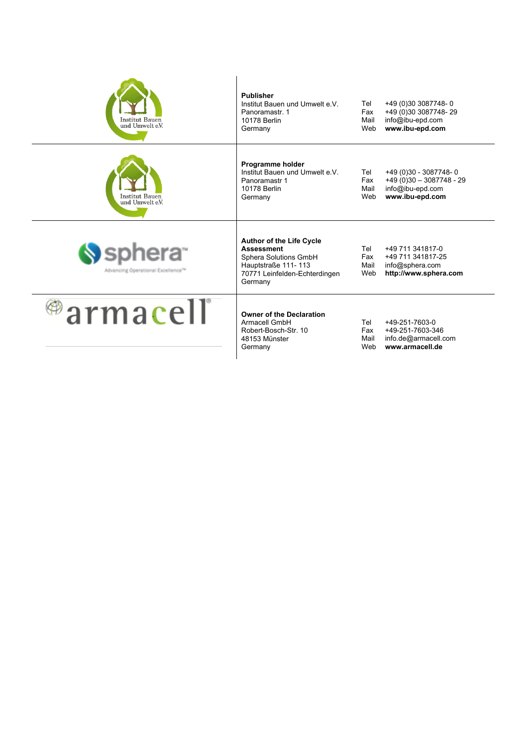**Publisher**
Institut Bauen und Umwelt e.V.
Panoramastr. 1
10178 Berlin
Germany

Tel +49 (0)30 3087748- 0
Fax +49 (0)30 3087748- 29
Mail info@ibu-epd.com
Web **www.ibu-epd.com**

**Programme holder**
Institut Bauen und Umwelt e.V.
Panoramastr 1
10178 Berlin
Germany

Tel +49 (0)30 - 3087748- 0
Fax +49 (0)30 – 3087748 - 29
Mail info@ibu-epd.com
Web **www.ibu-epd.com**

**Author of the Life Cycle Assessment**
Sphera Solutions GmbH
Hauptstraße 111- 113
70771 Leinfelden-Echterdingen
Germany

Tel +49 711 341817-0
Fax +49 711 341817-25
Mail info@sphera.com
Web **http://www.sphera.com**

**Owner of the Declaration**
Armacell GmbH
Robert-Bosch-Str. 10
48153 Münster
Germany

Tel +49-251-7603-0
Fax +49-251-7603-346
Mail info.de@armacell.com
Web **www.armacell.de**